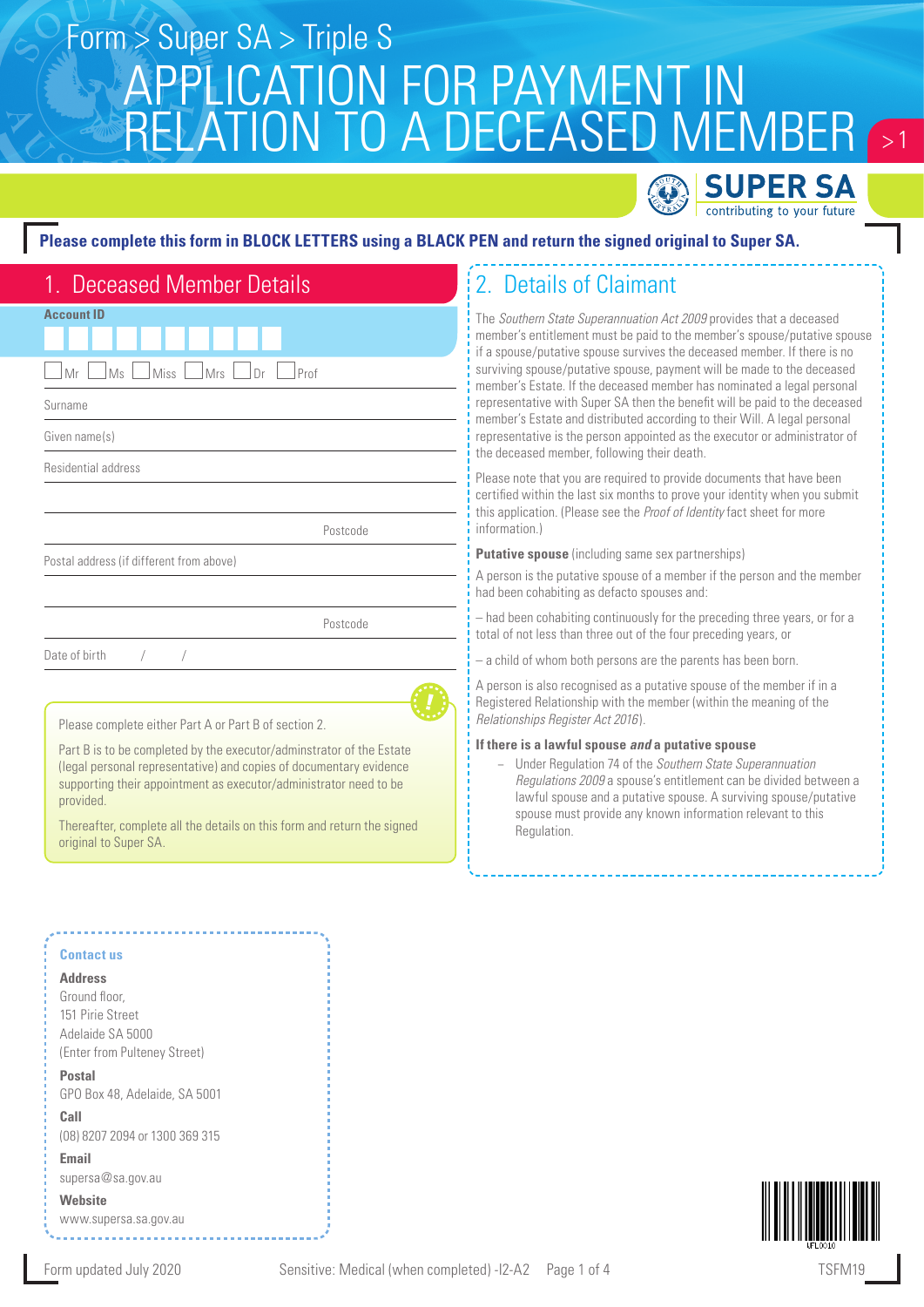Form > Super SA > Triple S

# APPLICATION FOR PAYMENT IN RELATION TO A DECEASED MEMBER

SUPER SA
contributing to your future

**Please complete this form in BLOCK LETTERS using a BLACK PEN and return the signed original to Super SA.**

## 1. Deceased Member Details

**Account ID**

☐ Mr ☐ Ms ☐ Miss ☐ Mrs ☐ Dr ☐ Prof

Surname

Given name(s)

Residential address

Postcode

Postal address (if different from above)

Postcode

Date of birth / /

Please complete either Part A or Part B of section 2.

Part B is to be completed by the executor/adminstrator of the Estate (legal personal representative) and copies of documentary evidence supporting their appointment as executor/administrator need to be provided.

Thereafter, complete all the details on this form and return the signed original to Super SA.

## 2. Details of Claimant

The *Southern State Superannuation Act 2009* provides that a deceased member's entitlement must be paid to the member's spouse/putative spouse if a spouse/putative spouse survives the deceased member. If there is no surviving spouse/putative spouse, payment will be made to the deceased member's Estate. If the deceased member has nominated a legal personal representative with Super SA then the benefit will be paid to the deceased member's Estate and distributed according to their Will. A legal personal representative is the person appointed as the executor or administrator of the deceased member, following their death.

Please note that you are required to provide documents that have been certified within the last six months to prove your identity when you submit this application. (Please see the *Proof of Identity* fact sheet for more information.)

**Putative spouse** (including same sex partnerships)

A person is the putative spouse of a member if the person and the member had been cohabiting as defacto spouses and:

– had been cohabiting continuously for the preceding three years, or for a total of not less than three out of the four preceding years, or

– a child of whom both persons are the parents has been born.

A person is also recognised as a putative spouse of the member if in a Registered Relationship with the member (within the meaning of the *Relationships Register Act 2016*).

**If there is a lawful spouse *and* a putative spouse**

– Under Regulation 74 of the *Southern State Superannuation Regulations 2009* a spouse's entitlement can be divided between a lawful spouse and a putative spouse. A surviving spouse/putative spouse must provide any known information relevant to this Regulation.

**Contact us**

**Address**
Ground floor,
151 Pirie Street
Adelaide SA 5000
(Enter from Pulteney Street)

**Postal**
GPO Box 48, Adelaide, SA 5001

**Call**
(08) 8207 2094 or 1300 369 315

**Email**
supersa@sa.gov.au

**Website**
www.supersa.sa.gov.au

Form updated July 2020 Sensitive: Medical (when completed) -I2-A2 TSFM19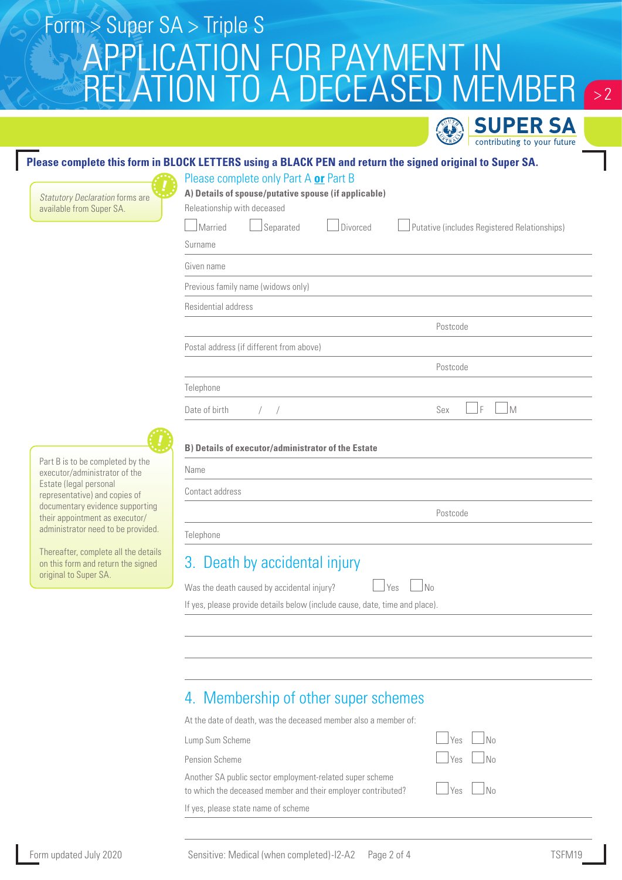Form > Super SA > Triple S

# APPLICATION FOR PAYMENT IN RELATION TO A DECEASED MEMBER

SUPER SA — contributing to your future

**Please complete this form in BLOCK LETTERS using a BLACK PEN and return the signed original to Super SA.**

*Statutory Declaration* forms are available from Super SA.

Please complete only Part A **or** Part B

**A) Details of spouse/putative spouse (if applicable)**

Releationship with deceased

☐ Married ☐ Separated ☐ Divorced ☐ Putative (includes Registered Relationships)

Surname

Given name

Previous family name (widows only)

Residential address

Postcode

Postal address (if different from above)

Postcode

Telephone

Date of birth / / Sex ☐ F ☐ M

Part B is to be completed by the executor/administrator of the Estate (legal personal representative) and copies of documentary evidence supporting their appointment as executor/administrator need to be provided.

Thereafter, complete all the details on this form and return the signed original to Super SA.

**B) Details of executor/administrator of the Estate**

Name

Contact address

Postcode

Telephone

## 3. Death by accidental injury

Was the death caused by accidental injury? ☐ Yes ☐ No

If yes, please provide details below (include cause, date, time and place).

## 4. Membership of other super schemes

At the date of death, was the deceased member also a member of:

Lump Sum Scheme ☐ Yes ☐ No

Pension Scheme ☐ Yes ☐ No

Another SA public sector employment-related super scheme to which the deceased member and their employer contributed? ☐ Yes ☐ No

If yes, please state name of scheme

Form updated July 2020 Sensitive: Medical (when completed)-I2-A2 TSFM19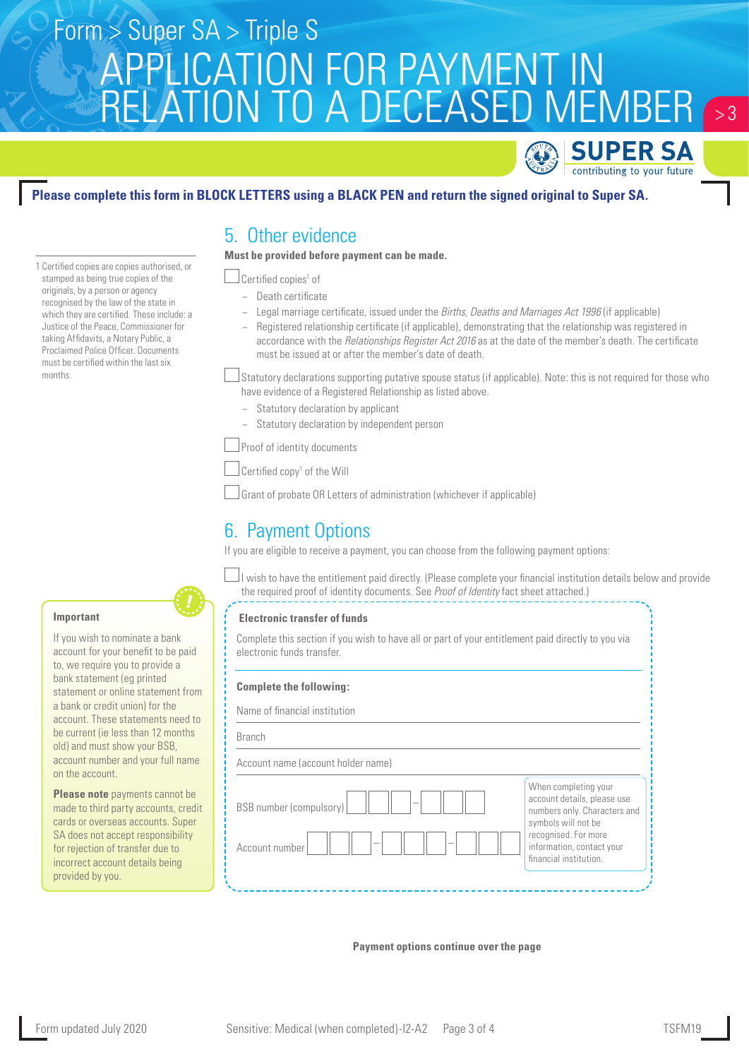# Form > Super SA > Triple S

# APPLICATION FOR PAYMENT IN RELATION TO A DECEASED MEMBER

**Please complete this form in BLOCK LETTERS using a BLACK PEN and return the signed original to Super SA.**

## 5. Other evidence

**Must be provided before payment can be made.**

☐ Certified copies[1] of

- Death certificate
- Legal marriage certificate, issued under the *Births, Deaths and Marriages Act 1996* (if applicable)
- Registered relationship certificate (if applicable), demonstrating that the relationship was registered in accordance with the *Relationships Register Act 2016* as at the date of the member's death. The certificate must be issued at or after the member's date of death.

☐ Statutory declarations supporting putative spouse status (if applicable). Note: this is not required for those who have evidence of a Registered Relationship as listed above.

- Statutory declaration by applicant
- Statutory declaration by independent person

☐ Proof of identity documents

☐ Certified copy[1] of the Will

☐ Grant of probate OR Letters of administration (whichever if applicable)

1 Certified copies are copies authorised, or stamped as being true copies of the originals, by a person or agency recognised by the law of the state in which they are certified. These include: a Justice of the Peace, Commissioner for taking Affidavits, a Notary Public, a Proclaimed Police Officer. Documents must be certified within the last six months.

## 6. Payment Options

If you are eligible to receive a payment, you can choose from the following payment options:

☐ I wish to have the entitlement paid directly. (Please complete your financial institution details below and provide the required proof of identity documents. See *Proof of Identity* fact sheet attached.)

**Electronic transfer of funds**

Complete this section if you wish to have all or part of your entitlement paid directly to you via electronic funds transfer.

**Complete the following:**

Name of financial institution

Branch

Account name (account holder name)

BSB number (compulsory) ☐☐☐ – ☐☐☐

Account number ☐☐☐ – ☐☐☐ – ☐☐☐

When completing your account details, please use numbers only. Characters and symbols will not be recognised. For more information, contact your financial institution.

**Important**

If you wish to nominate a bank account for your benefit to be paid to, we require you to provide a bank statement (eg printed statement or online statement from a bank or credit union) for the account. These statements need to be current (ie less than 12 months old) and must show your BSB, account number and your full name on the account.

**Please note** payments cannot be made to third party accounts, credit cards or overseas accounts. Super SA does not accept responsibility for rejection of transfer due to incorrect account details being provided by you.

**Payment options continue over the page**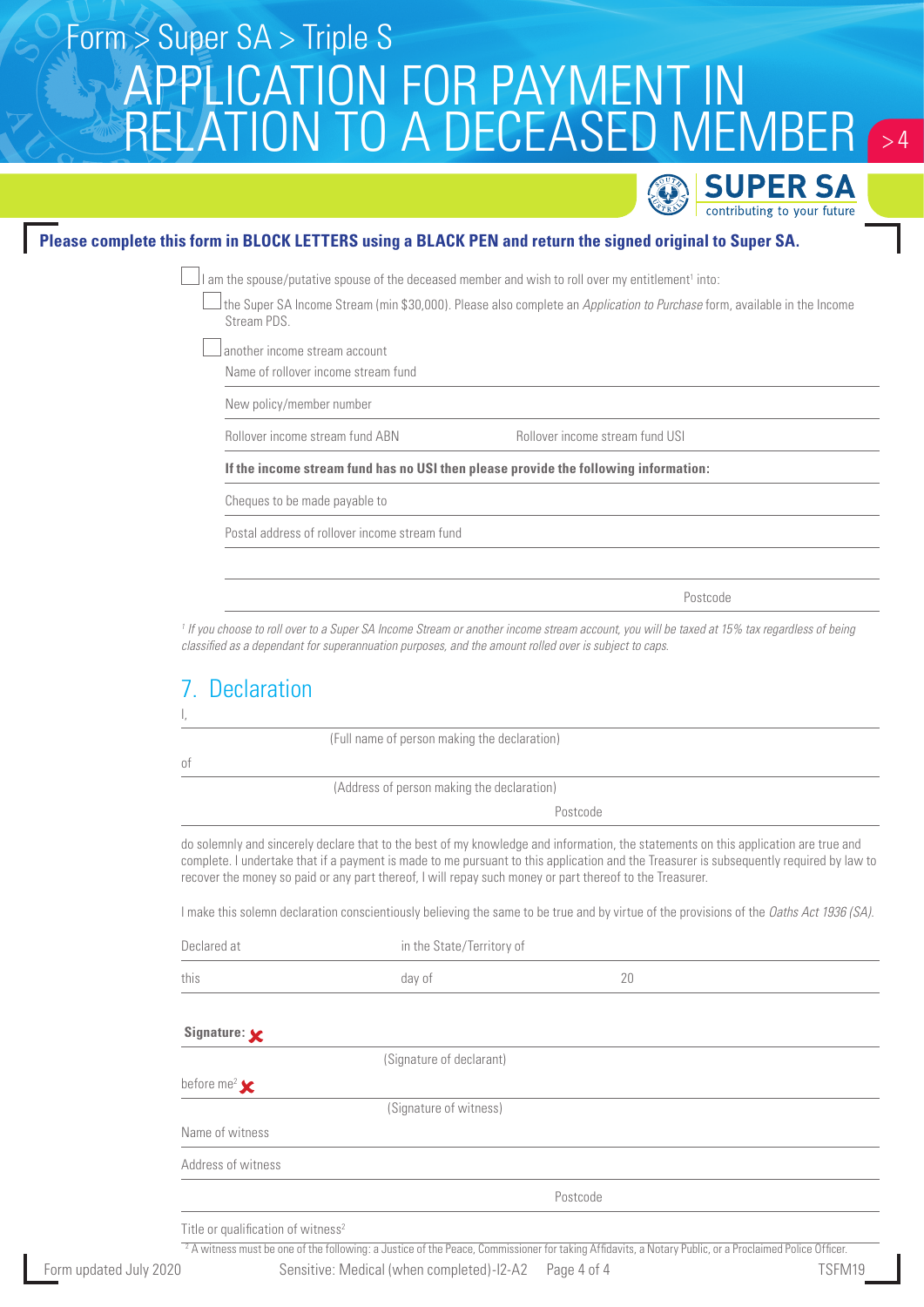# Form > Super SA > Triple S

# APPLICATION FOR PAYMENT IN RELATION TO A DECEASED MEMBER

SUPER SA
contributing to your future

**Please complete this form in BLOCK LETTERS using a BLACK PEN and return the signed original to Super SA.**

☐ I am the spouse/putative spouse of the deceased member and wish to roll over my entitlement[1] into:

☐ the Super SA Income Stream (min $30,000). Please also complete an *Application to Purchase* form, available in the Income Stream PDS.

☐ another income stream account

Name of rollover income stream fund

New policy/member number

Rollover income stream fund ABN                Rollover income stream fund USI

**If the income stream fund has no USI then please provide the following information:**

Cheques to be made payable to

Postal address of rollover income stream fund

Postcode

*[1] If you choose to roll over to a Super SA Income Stream or another income stream account, you will be taxed at 15% tax regardless of being classified as a dependant for superannuation purposes, and the amount rolled over is subject to caps.*

## 7. Declaration

I,

(Full name of person making the declaration)

of

(Address of person making the declaration)

Postcode

do solemnly and sincerely declare that to the best of my knowledge and information, the statements on this application are true and complete. I undertake that if a payment is made to me pursuant to this application and the Treasurer is subsequently required by law to recover the money so paid or any part thereof, I will repay such money or part thereof to the Treasurer.

I make this solemn declaration conscientiously believing the same to be true and by virtue of the provisions of the *Oaths Act 1936 (SA)*.

Declared at                in the State/Territory of

this                day of                20

**Signature:** ✘

(Signature of declarant)

before me[2] ✘

(Signature of witness)

Name of witness

Address of witness

Postcode

Title or qualification of witness[2]

[2] A witness must be one of the following: a Justice of the Peace, Commissioner for taking Affidavits, a Notary Public, or a Proclaimed Police Officer.

Form updated July 2020        Sensitive: Medical (when completed)-I2-A2        TSFM19